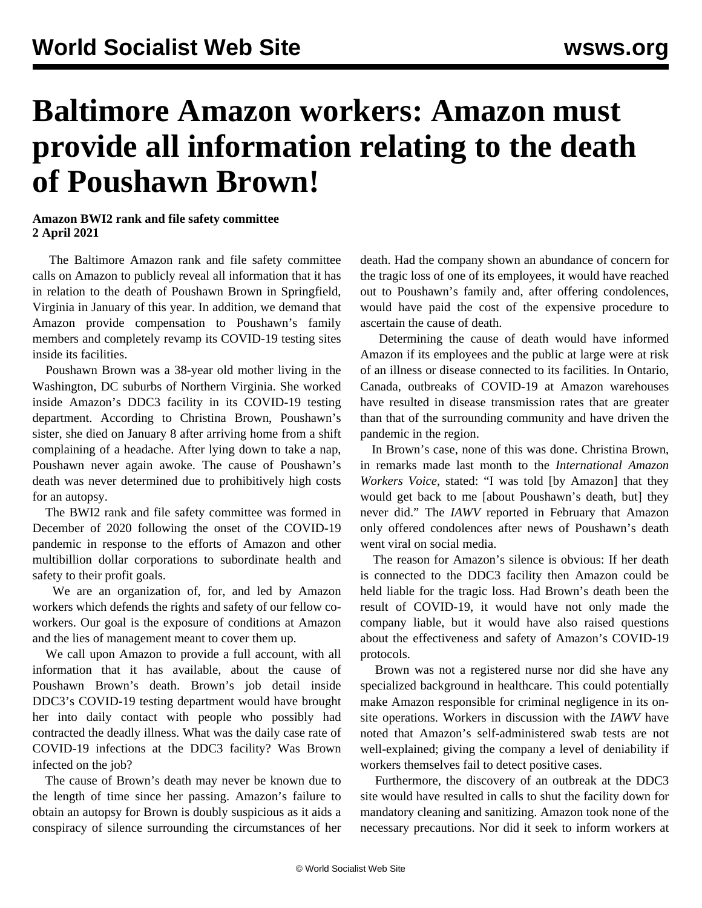# Baltimore Amazon workers: Amazon must provide all information relating to the death of Poushawn Brown!

**Amazon BWI2 rank and file safety committee**
**2 April 2021**

The Baltimore Amazon rank and file safety committee calls on Amazon to publicly reveal all information that it has in relation to the death of Poushawn Brown in Springfield, Virginia in January of this year. In addition, we demand that Amazon provide compensation to Poushawn's family members and completely revamp its COVID-19 testing sites inside its facilities.

Poushawn Brown was a 38-year old mother living in the Washington, DC suburbs of Northern Virginia. She worked inside Amazon's DDC3 facility in its COVID-19 testing department. According to Christina Brown, Poushawn's sister, she died on January 8 after arriving home from a shift complaining of a headache. After lying down to take a nap, Poushawn never again awoke. The cause of Poushawn's death was never determined due to prohibitively high costs for an autopsy.

The BWI2 rank and file safety committee was formed in December of 2020 following the onset of the COVID-19 pandemic in response to the efforts of Amazon and other multibillion dollar corporations to subordinate health and safety to their profit goals.

We are an organization of, for, and led by Amazon workers which defends the rights and safety of our fellow co-workers. Our goal is the exposure of conditions at Amazon and the lies of management meant to cover them up.

We call upon Amazon to provide a full account, with all information that it has available, about the cause of Poushawn Brown's death. Brown's job detail inside DDC3's COVID-19 testing department would have brought her into daily contact with people who possibly had contracted the deadly illness. What was the daily case rate of COVID-19 infections at the DDC3 facility? Was Brown infected on the job?

The cause of Brown's death may never be known due to the length of time since her passing. Amazon's failure to obtain an autopsy for Brown is doubly suspicious as it aids a conspiracy of silence surrounding the circumstances of her death. Had the company shown an abundance of concern for the tragic loss of one of its employees, it would have reached out to Poushawn's family and, after offering condolences, would have paid the cost of the expensive procedure to ascertain the cause of death.

Determining the cause of death would have informed Amazon if its employees and the public at large were at risk of an illness or disease connected to its facilities. In Ontario, Canada, outbreaks of COVID-19 at Amazon warehouses have resulted in disease transmission rates that are greater than that of the surrounding community and have driven the pandemic in the region.

In Brown's case, none of this was done. Christina Brown, in remarks made last month to the *International Amazon Workers Voice*, stated: "I was told [by Amazon] that they would get back to me [about Poushawn's death, but] they never did." The *IAWV* reported in February that Amazon only offered condolences after news of Poushawn's death went viral on social media.

The reason for Amazon's silence is obvious: If her death is connected to the DDC3 facility then Amazon could be held liable for the tragic loss. Had Brown's death been the result of COVID-19, it would have not only made the company liable, but it would have also raised questions about the effectiveness and safety of Amazon's COVID-19 protocols.

Brown was not a registered nurse nor did she have any specialized background in healthcare. This could potentially make Amazon responsible for criminal negligence in its on-site operations. Workers in discussion with the *IAWV* have noted that Amazon's self-administered swab tests are not well-explained; giving the company a level of deniability if workers themselves fail to detect positive cases.

Furthermore, the discovery of an outbreak at the DDC3 site would have resulted in calls to shut the facility down for mandatory cleaning and sanitizing. Amazon took none of the necessary precautions. Nor did it seek to inform workers at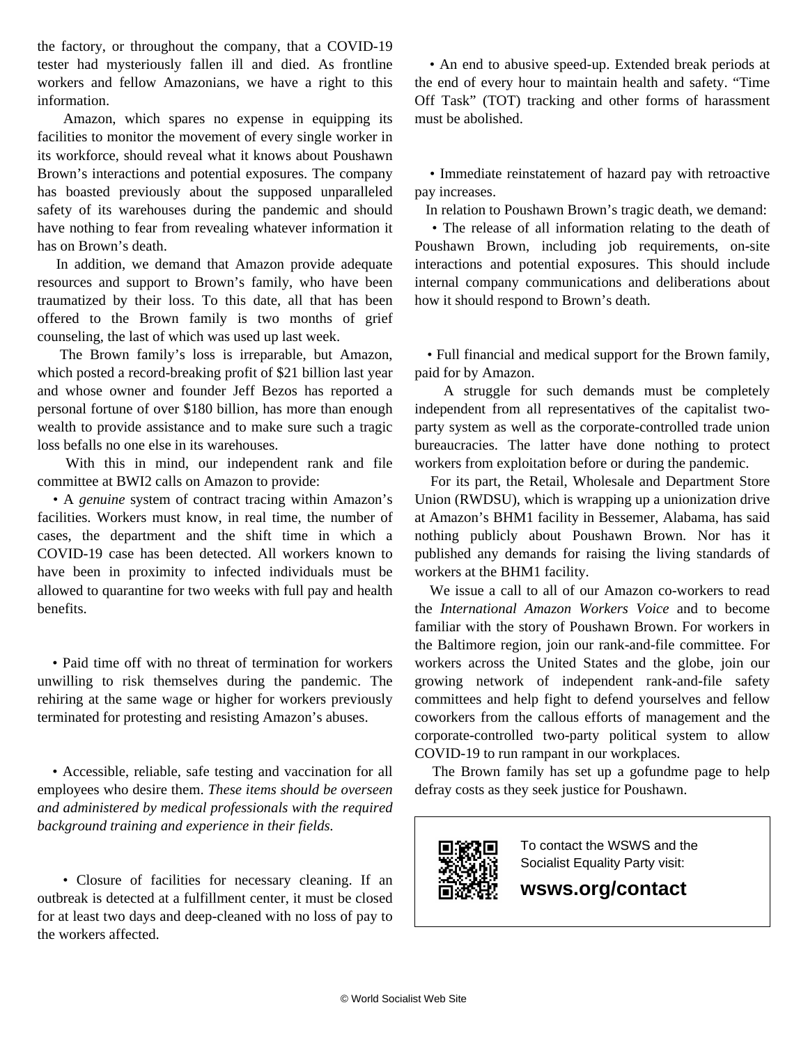the factory, or throughout the company, that a COVID-19 tester had mysteriously fallen ill and died. As frontline workers and fellow Amazonians, we have a right to this information.

Amazon, which spares no expense in equipping its facilities to monitor the movement of every single worker in its workforce, should reveal what it knows about Poushawn Brown's interactions and potential exposures. The company has boasted previously about the supposed unparalleled safety of its warehouses during the pandemic and should have nothing to fear from revealing whatever information it has on Brown's death.

In addition, we demand that Amazon provide adequate resources and support to Brown's family, who have been traumatized by their loss. To this date, all that has been offered to the Brown family is two months of grief counseling, the last of which was used up last week.

The Brown family's loss is irreparable, but Amazon, which posted a record-breaking profit of $21 billion last year and whose owner and founder Jeff Bezos has reported a personal fortune of over $180 billion, has more than enough wealth to provide assistance and to make sure such a tragic loss befalls no one else in its warehouses.

With this in mind, our independent rank and file committee at BWI2 calls on Amazon to provide:

• A *genuine* system of contract tracing within Amazon's facilities. Workers must know, in real time, the number of cases, the department and the shift time in which a COVID-19 case has been detected. All workers known to have been in proximity to infected individuals must be allowed to quarantine for two weeks with full pay and health benefits.

• Paid time off with no threat of termination for workers unwilling to risk themselves during the pandemic. The rehiring at the same wage or higher for workers previously terminated for protesting and resisting Amazon's abuses.

• Accessible, reliable, safe testing and vaccination for all employees who desire them. *These items should be overseen and administered by medical professionals with the required background training and experience in their fields.*

• Closure of facilities for necessary cleaning. If an outbreak is detected at a fulfillment center, it must be closed for at least two days and deep-cleaned with no loss of pay to the workers affected.

• An end to abusive speed-up. Extended break periods at the end of every hour to maintain health and safety. "Time Off Task" (TOT) tracking and other forms of harassment must be abolished.

• Immediate reinstatement of hazard pay with retroactive pay increases.

In relation to Poushawn Brown's tragic death, we demand:

• The release of all information relating to the death of Poushawn Brown, including job requirements, on-site interactions and potential exposures. This should include internal company communications and deliberations about how it should respond to Brown's death.

• Full financial and medical support for the Brown family, paid for by Amazon.

A struggle for such demands must be completely independent from all representatives of the capitalist two-party system as well as the corporate-controlled trade union bureaucracies. The latter have done nothing to protect workers from exploitation before or during the pandemic.

For its part, the Retail, Wholesale and Department Store Union (RWDSU), which is wrapping up a unionization drive at Amazon's BHM1 facility in Bessemer, Alabama, has said nothing publicly about Poushawn Brown. Nor has it published any demands for raising the living standards of workers at the BHM1 facility.

We issue a call to all of our Amazon co-workers to read the *International Amazon Workers Voice* and to become familiar with the story of Poushawn Brown. For workers in the Baltimore region, join our rank-and-file committee. For workers across the United States and the globe, join our growing network of independent rank-and-file safety committees and help fight to defend yourselves and fellow coworkers from the callous efforts of management and the corporate-controlled two-party political system to allow COVID-19 to run rampant in our workplaces.

The Brown family has set up a gofundme page to help defray costs as they seek justice for Poushawn.

To contact the WSWS and the Socialist Equality Party visit:

**wsws.org/contact**